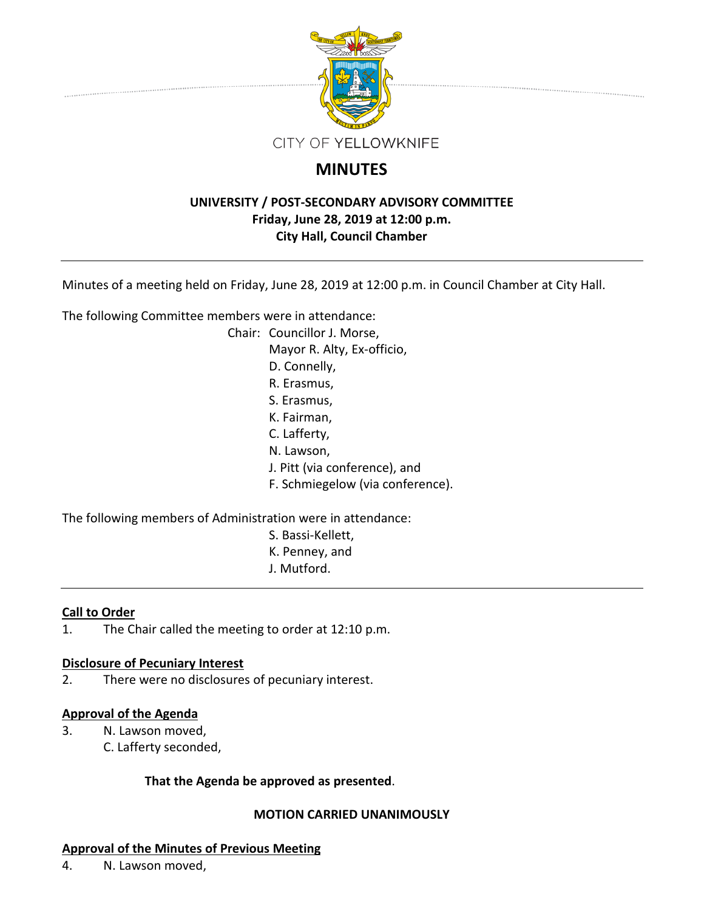CITY OF YELLOWKNIFE

# MINUTES

**UNIVERSITY / POST-SECONDARY ADVISORY COMMITTEE**
**Friday, June 28, 2019 at 12:00 p.m.**
**City Hall, Council Chamber**

---

Minutes of a meeting held on Friday, June 28, 2019 at 12:00 p.m. in Council Chamber at City Hall.

The following Committee members were in attendance:

Chair: Councillor J. Morse,
Mayor R. Alty, Ex-officio,
D. Connelly,
R. Erasmus,
S. Erasmus,
K. Fairman,
C. Lafferty,
N. Lawson,
J. Pitt (via conference), and
F. Schmiegelow (via conference).

The following members of Administration were in attendance:

S. Bassi-Kellett,
K. Penney, and
J. Mutford.

---

**Call to Order**

1. The Chair called the meeting to order at 12:10 p.m.

**Disclosure of Pecuniary Interest**

2. There were no disclosures of pecuniary interest.

**Approval of the Agenda**

3. N. Lawson moved,
C. Lafferty seconded,

**That the Agenda be approved as presented**.

**MOTION CARRIED UNANIMOUSLY**

**Approval of the Minutes of Previous Meeting**

4. N. Lawson moved,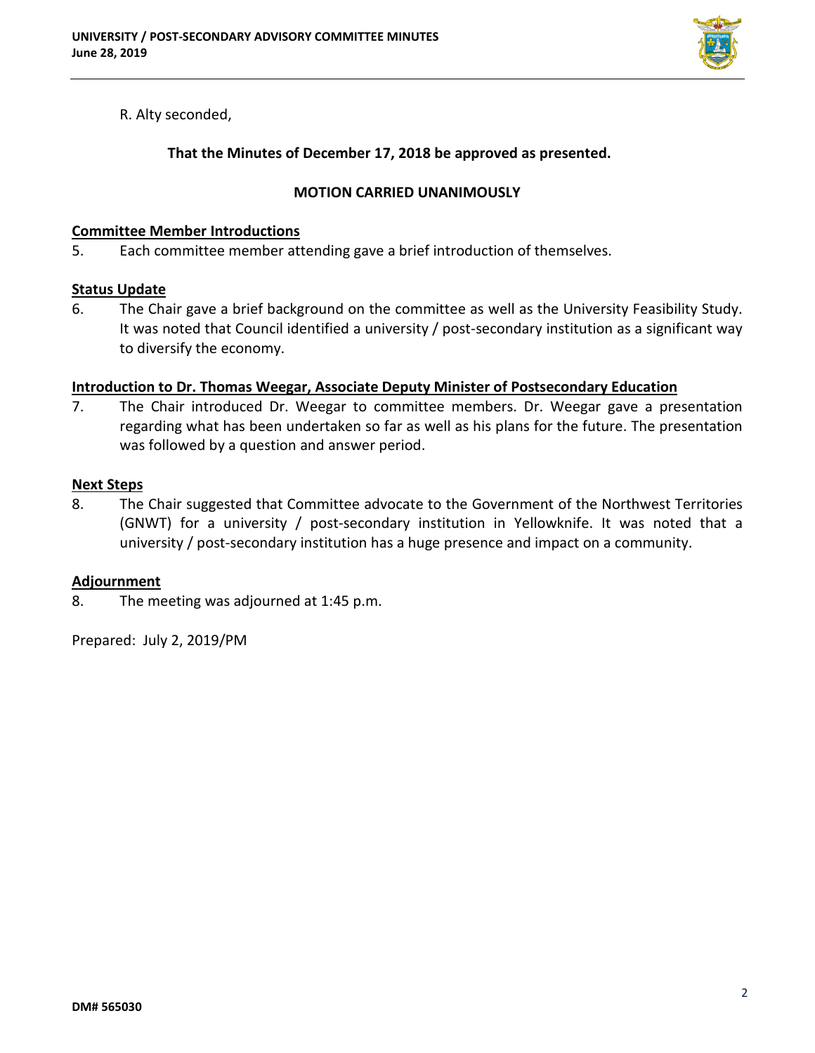R. Alty seconded,

**That the Minutes of December 17, 2018 be approved as presented.**

**MOTION CARRIED UNANIMOUSLY**

**Committee Member Introductions**

5. Each committee member attending gave a brief introduction of themselves.

**Status Update**

6. The Chair gave a brief background on the committee as well as the University Feasibility Study. It was noted that Council identified a university / post-secondary institution as a significant way to diversify the economy.

**Introduction to Dr. Thomas Weegar, Associate Deputy Minister of Postsecondary Education**

7. The Chair introduced Dr. Weegar to committee members. Dr. Weegar gave a presentation regarding what has been undertaken so far as well as his plans for the future. The presentation was followed by a question and answer period.

**Next Steps**

8. The Chair suggested that Committee advocate to the Government of the Northwest Territories (GNWT) for a university / post-secondary institution in Yellowknife. It was noted that a university / post-secondary institution has a huge presence and impact on a community.

**Adjournment**

8. The meeting was adjourned at 1:45 p.m.

Prepared: July 2, 2019/PM

DM# 565030